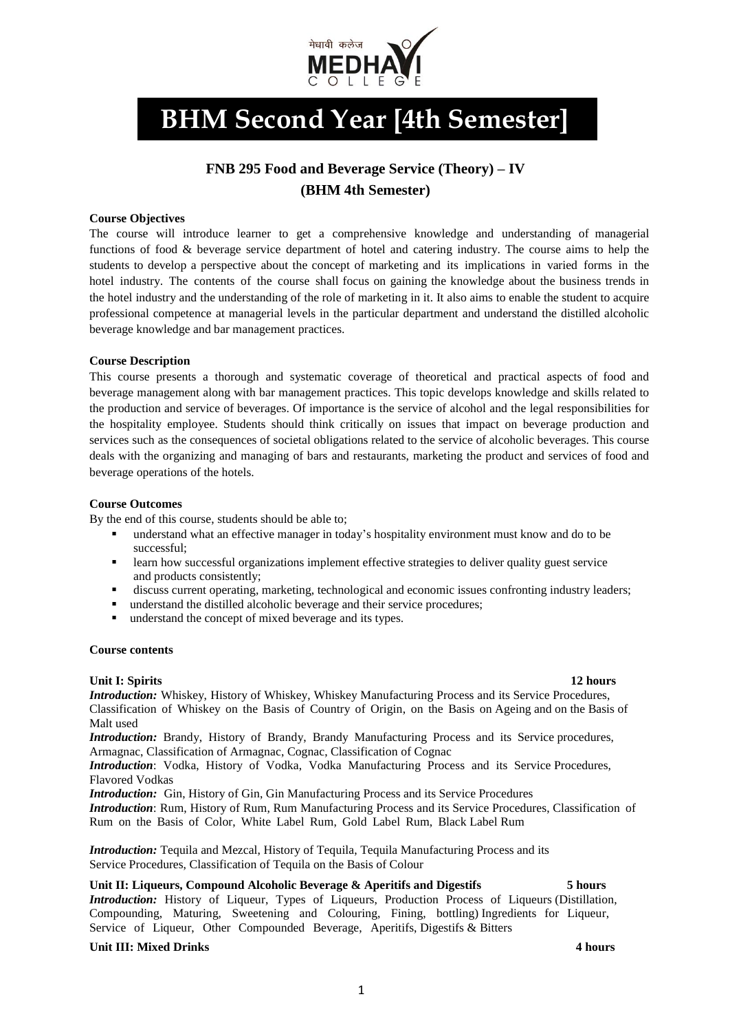मेधावी कलेज
MEDHAVI
COLLEGE

# BHM Second Year [4th Semester]

## FNB 295 Food and Beverage Service (Theory) – IV
## (BHM 4th Semester)

**Course Objectives**

The course will introduce learner to get a comprehensive knowledge and understanding of managerial functions of food & beverage service department of hotel and catering industry. The course aims to help the students to develop a perspective about the concept of marketing and its implications in varied forms in the hotel industry. The contents of the course shall focus on gaining the knowledge about the business trends in the hotel industry and the understanding of the role of marketing in it. It also aims to enable the student to acquire professional competence at managerial levels in the particular department and understand the distilled alcoholic beverage knowledge and bar management practices.

**Course Description**

This course presents a thorough and systematic coverage of theoretical and practical aspects of food and beverage management along with bar management practices. This topic develops knowledge and skills related to the production and service of beverages. Of importance is the service of alcohol and the legal responsibilities for the hospitality employee. Students should think critically on issues that impact on beverage production and services such as the consequences of societal obligations related to the service of alcoholic beverages. This course deals with the organizing and managing of bars and restaurants, marketing the product and services of food and beverage operations of the hotels.

**Course Outcomes**

By the end of this course, students should be able to;

- understand what an effective manager in today's hospitality environment must know and do to be successful;
- learn how successful organizations implement effective strategies to deliver quality guest service and products consistently;
- discuss current operating, marketing, technological and economic issues confronting industry leaders;
- understand the distilled alcoholic beverage and their service procedures;
- understand the concept of mixed beverage and its types.

**Course contents**

**Unit I: Spirits** **12 hours**

***Introduction:*** Whiskey, History of Whiskey, Whiskey Manufacturing Process and its Service Procedures, Classification of Whiskey on the Basis of Country of Origin, on the Basis on Ageing and on the Basis of Malt used

***Introduction:*** Brandy, History of Brandy, Brandy Manufacturing Process and its Service procedures, Armagnac, Classification of Armagnac, Cognac, Classification of Cognac

***Introduction***: Vodka, History of Vodka, Vodka Manufacturing Process and its Service Procedures, Flavored Vodkas

***Introduction:*** Gin, History of Gin, Gin Manufacturing Process and its Service Procedures

***Introduction***: Rum, History of Rum, Rum Manufacturing Process and its Service Procedures, Classification of Rum on the Basis of Color, White Label Rum, Gold Label Rum, Black Label Rum

***Introduction:*** Tequila and Mezcal, History of Tequila, Tequila Manufacturing Process and its Service Procedures, Classification of Tequila on the Basis of Colour

**Unit II: Liqueurs, Compound Alcoholic Beverage & Aperitifs and Digestifs** **5 hours**

***Introduction:*** History of Liqueur, Types of Liqueurs, Production Process of Liqueurs (Distillation, Compounding, Maturing, Sweetening and Colouring, Fining, bottling) Ingredients for Liqueur, Service of Liqueur, Other Compounded Beverage, Aperitifs, Digestifs & Bitters

**Unit III: Mixed Drinks** **4 hours**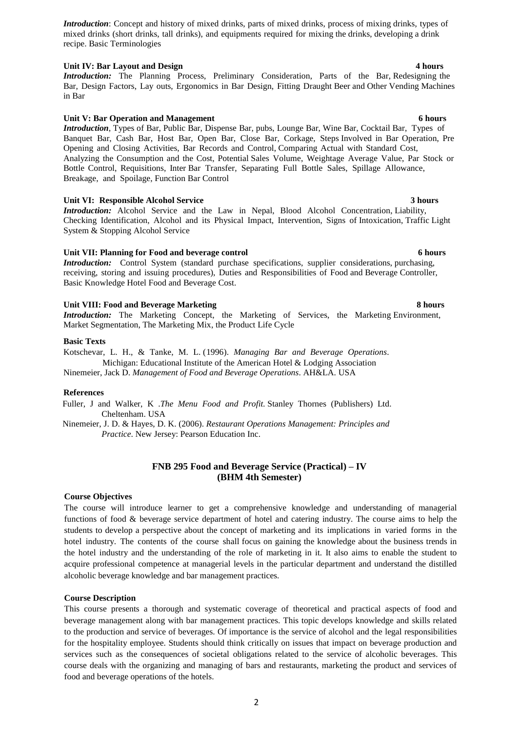*Introduction*: Concept and history of mixed drinks, parts of mixed drinks, process of mixing drinks, types of mixed drinks (short drinks, tall drinks), and equipments required for mixing the drinks, developing a drink recipe. Basic Terminologies

**Unit IV: Bar Layout and Design** **4 hours**

***Introduction:*** The Planning Process, Preliminary Consideration, Parts of the Bar, Redesigning the Bar, Design Factors, Lay outs, Ergonomics in Bar Design, Fitting Draught Beer and Other Vending Machines in Bar

**Unit V: Bar Operation and Management** **6 hours**

***Introduction***, Types of Bar, Public Bar, Dispense Bar, pubs, Lounge Bar, Wine Bar, Cocktail Bar, Types of Banquet Bar, Cash Bar, Host Bar, Open Bar, Close Bar, Corkage, Steps Involved in Bar Operation, Pre Opening and Closing Activities, Bar Records and Control, Comparing Actual with Standard Cost, Analyzing the Consumption and the Cost, Potential Sales Volume, Weightage Average Value, Par Stock or Bottle Control, Requisitions, Inter Bar Transfer, Separating Full Bottle Sales, Spillage Allowance, Breakage, and Spoilage, Function Bar Control

**Unit VI: Responsible Alcohol Service** **3 hours**

***Introduction:*** Alcohol Service and the Law in Nepal, Blood Alcohol Concentration, Liability, Checking Identification, Alcohol and its Physical Impact, Intervention, Signs of Intoxication, Traffic Light System & Stopping Alcohol Service

**Unit VII: Planning for Food and beverage control** **6 hours**

***Introduction:*** Control System (standard purchase specifications, supplier considerations, purchasing, receiving, storing and issuing procedures), Duties and Responsibilities of Food and Beverage Controller, Basic Knowledge Hotel Food and Beverage Cost.

**Unit VIII: Food and Beverage Marketing** **8 hours**

***Introduction:*** The Marketing Concept, the Marketing of Services, the Marketing Environment, Market Segmentation, The Marketing Mix, the Product Life Cycle

**Basic Texts**

Kotschevar, L. H., & Tanke, M. L. (1996). *Managing Bar and Beverage Operations*. Michigan: Educational Institute of the American Hotel & Lodging Association

Ninemeier, Jack D. *Management of Food and Beverage Operations*. AH&LA. USA

**References**

Fuller, J and Walker, K .*The Menu Food and Profit.* Stanley Thornes (Publishers) Ltd. Cheltenham. USA

Ninemeier, J. D. & Hayes, D. K. (2006). *Restaurant Operations Management: Principles and Practice*. New Jersey: Pearson Education Inc.

## FNB 295 Food and Beverage Service (Practical) – IV (BHM 4th Semester)

**Course Objectives**

The course will introduce learner to get a comprehensive knowledge and understanding of managerial functions of food & beverage service department of hotel and catering industry. The course aims to help the students to develop a perspective about the concept of marketing and its implications in varied forms in the hotel industry. The contents of the course shall focus on gaining the knowledge about the business trends in the hotel industry and the understanding of the role of marketing in it. It also aims to enable the student to acquire professional competence at managerial levels in the particular department and understand the distilled alcoholic beverage knowledge and bar management practices.

**Course Description**

This course presents a thorough and systematic coverage of theoretical and practical aspects of food and beverage management along with bar management practices. This topic develops knowledge and skills related to the production and service of beverages. Of importance is the service of alcohol and the legal responsibilities for the hospitality employee. Students should think critically on issues that impact on beverage production and services such as the consequences of societal obligations related to the service of alcoholic beverages. This course deals with the organizing and managing of bars and restaurants, marketing the product and services of food and beverage operations of the hotels.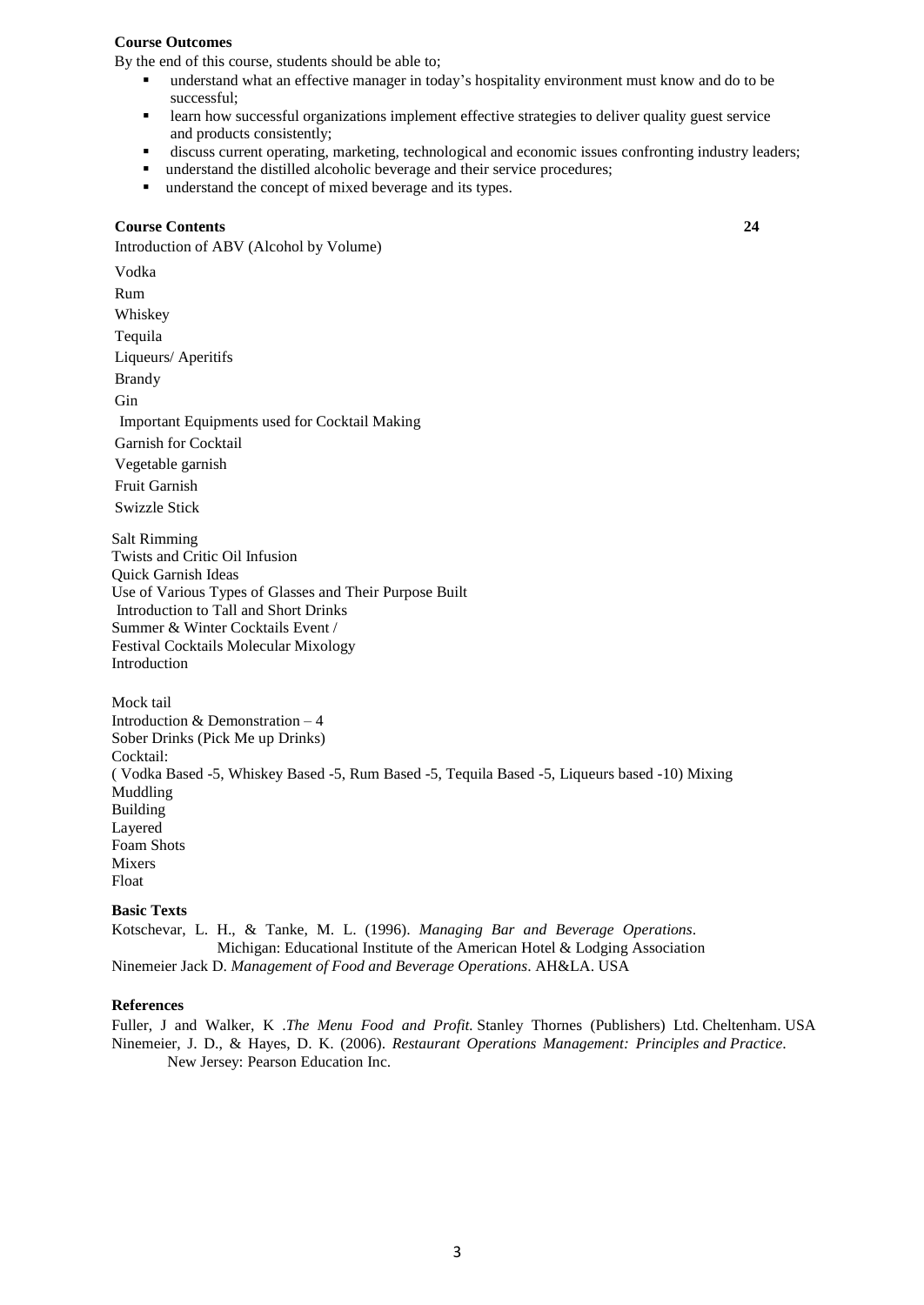**Course Outcomes**

By the end of this course, students should be able to;

- understand what an effective manager in today's hospitality environment must know and do to be successful;
- learn how successful organizations implement effective strategies to deliver quality guest service and products consistently;
- discuss current operating, marketing, technological and economic issues confronting industry leaders;
- understand the distilled alcoholic beverage and their service procedures;
- understand the concept of mixed beverage and its types.

**Course Contents** **24**

Introduction of ABV (Alcohol by Volume)

Vodka

Rum

Whiskey

Tequila

Liqueurs/ Aperitifs

Brandy

Gin

Important Equipments used for Cocktail Making

Garnish for Cocktail

Vegetable garnish

Fruit Garnish

Swizzle Stick

Salt Rimming
Twists and Critic Oil Infusion
Quick Garnish Ideas
Use of Various Types of Glasses and Their Purpose Built
Introduction to Tall and Short Drinks
Summer & Winter Cocktails Event /
Festival Cocktails Molecular Mixology
Introduction

Mock tail
Introduction & Demonstration – 4
Sober Drinks (Pick Me up Drinks)
Cocktail:
( Vodka Based -5, Whiskey Based -5, Rum Based -5, Tequila Based -5, Liqueurs based -10) Mixing
Muddling
Building
Layered
Foam Shots
Mixers
Float

**Basic Texts**

Kotschevar, L. H., & Tanke, M. L. (1996). *Managing Bar and Beverage Operations*. Michigan: Educational Institute of the American Hotel & Lodging Association

Ninemeier Jack D. *Management of Food and Beverage Operations*. AH&LA. USA

**References**

Fuller, J and Walker, K .*The Menu Food and Profit.* Stanley Thornes (Publishers) Ltd. Cheltenham. USA

Ninemeier, J. D., & Hayes, D. K. (2006). *Restaurant Operations Management: Principles and Practice*. New Jersey: Pearson Education Inc.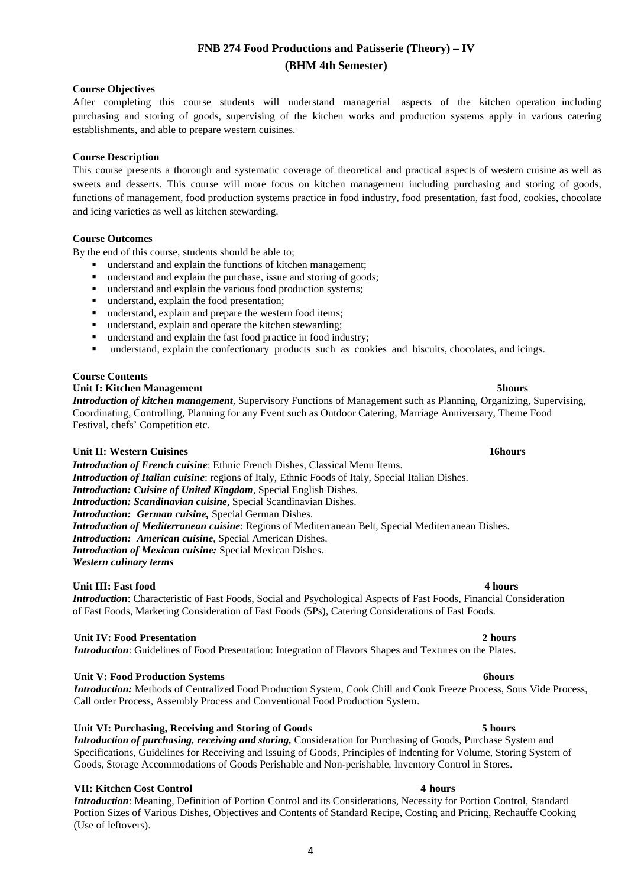# FNB 274 Food Productions and Patisserie (Theory) – IV
## (BHM 4th Semester)

**Course Objectives**

After completing this course students will understand managerial aspects of the kitchen operation including purchasing and storing of goods, supervising of the kitchen works and production systems apply in various catering establishments, and able to prepare western cuisines.

**Course Description**

This course presents a thorough and systematic coverage of theoretical and practical aspects of western cuisine as well as sweets and desserts. This course will more focus on kitchen management including purchasing and storing of goods, functions of management, food production systems practice in food industry, food presentation, fast food, cookies, chocolate and icing varieties as well as kitchen stewarding.

**Course Outcomes**

By the end of this course, students should be able to;

- understand and explain the functions of kitchen management;
- understand and explain the purchase, issue and storing of goods;
- understand and explain the various food production systems;
- understand, explain the food presentation;
- understand, explain and prepare the western food items;
- understand, explain and operate the kitchen stewarding;
- understand and explain the fast food practice in food industry;
- understand, explain the confectionary products such as cookies and biscuits, chocolates, and icings.

**Course Contents**

**Unit I: Kitchen Management** **5hours**

***Introduction of kitchen management***, Supervisory Functions of Management such as Planning, Organizing, Supervising, Coordinating, Controlling, Planning for any Event such as Outdoor Catering, Marriage Anniversary, Theme Food Festival, chefs' Competition etc.

**Unit II: Western Cuisines** **16hours**

***Introduction of French cuisine***: Ethnic French Dishes, Classical Menu Items.
***Introduction of Italian cuisine***: regions of Italy, Ethnic Foods of Italy, Special Italian Dishes.
***Introduction: Cuisine of United Kingdom***, Special English Dishes.
***Introduction: Scandinavian cuisine***, Special Scandinavian Dishes.
***Introduction: German cuisine,*** Special German Dishes.
***Introduction of Mediterranean cuisine***: Regions of Mediterranean Belt, Special Mediterranean Dishes.
***Introduction: American cuisine***, Special American Dishes.
***Introduction of Mexican cuisine:*** Special Mexican Dishes.
***Western culinary terms***

**Unit III: Fast food** **4 hours**

***Introduction***: Characteristic of Fast Foods, Social and Psychological Aspects of Fast Foods, Financial Consideration of Fast Foods, Marketing Consideration of Fast Foods (5Ps), Catering Considerations of Fast Foods.

**Unit IV: Food Presentation** **2 hours**

***Introduction***: Guidelines of Food Presentation: Integration of Flavors Shapes and Textures on the Plates.

**Unit V: Food Production Systems** **6hours**

***Introduction:*** Methods of Centralized Food Production System, Cook Chill and Cook Freeze Process, Sous Vide Process, Call order Process, Assembly Process and Conventional Food Production System.

**Unit VI: Purchasing, Receiving and Storing of Goods** **5 hours**

***Introduction of purchasing, receiving and storing,*** Consideration for Purchasing of Goods, Purchase System and Specifications, Guidelines for Receiving and Issuing of Goods, Principles of Indenting for Volume, Storing System of Goods, Storage Accommodations of Goods Perishable and Non-perishable, Inventory Control in Stores.

**VII: Kitchen Cost Control** **4 hours**

***Introduction***: Meaning, Definition of Portion Control and its Considerations, Necessity for Portion Control, Standard Portion Sizes of Various Dishes, Objectives and Contents of Standard Recipe, Costing and Pricing, Rechauffe Cooking (Use of leftovers).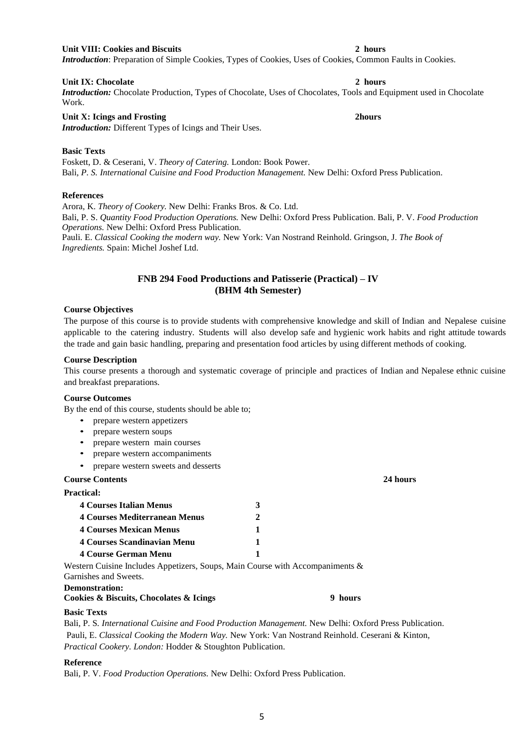**Unit VIII: Cookies and Biscuits** **2 hours**

***Introduction***: Preparation of Simple Cookies, Types of Cookies, Uses of Cookies, Common Faults in Cookies.

**Unit IX: Chocolate** **2 hours**

***Introduction:*** Chocolate Production, Types of Chocolate, Uses of Chocolates, Tools and Equipment used in Chocolate Work.

**Unit X: Icings and Frosting** **2hours**

***Introduction:*** Different Types of Icings and Their Uses.

**Basic Texts**

Foskett, D. & Ceserani, V. *Theory of Catering.* London: Book Power.
Bali*, P. S. International Cuisine and Food Production Management.* New Delhi: Oxford Press Publication.

**References**

Arora, K. *Theory of Cookery.* New Delhi: Franks Bros. & Co. Ltd.
Bali, P. S. *Quantity Food Production Operations.* New Delhi: Oxford Press Publication. Bali, P. V. *Food Production Operations.* New Delhi: Oxford Press Publication.
Pauli. E. *Classical Cooking the modern way.* New York: Van Nostrand Reinhold. Gringson, J. *The Book of Ingredients.* Spain: Michel Joshef Ltd.

## FNB 294 Food Productions and Patisserie (Practical) – IV (BHM 4th Semester)

**Course Objectives**

The purpose of this course is to provide students with comprehensive knowledge and skill of Indian and Nepalese cuisine applicable to the catering industry. Students will also develop safe and hygienic work habits and right attitude towards the trade and gain basic handling, preparing and presentation food articles by using different methods of cooking.

**Course Description**

This course presents a thorough and systematic coverage of principle and practices of Indian and Nepalese ethnic cuisine and breakfast preparations.

**Course Outcomes**

By the end of this course, students should be able to;

- prepare western appetizers
- prepare western soups
- prepare western main courses
- prepare western accompaniments
- prepare western sweets and desserts

**Course Contents** **24 hours**

**Practical:**

| | |
|---|---|
| **4 Courses Italian Menus** | **3** |
| **4 Courses Mediterranean Menus** | **2** |
| **4 Courses Mexican Menus** | **1** |
| **4 Courses Scandinavian Menu** | **1** |
| **4 Course German Menu** | **1** |

Western Cuisine Includes Appetizers, Soups, Main Course with Accompaniments & Garnishes and Sweets.

**Demonstration:**

**Cookies & Biscuits, Chocolates & Icings** **9 hours**

**Basic Texts**

Bali, P. S. *International Cuisine and Food Production Management.* New Delhi: Oxford Press Publication.
Pauli, E. *Classical Cooking the Modern Way.* New York: Van Nostrand Reinhold. Ceserani & Kinton, *Practical Cookery. London:* Hodder & Stoughton Publication.

**Reference**

Bali, P. V. *Food Production Operations.* New Delhi: Oxford Press Publication.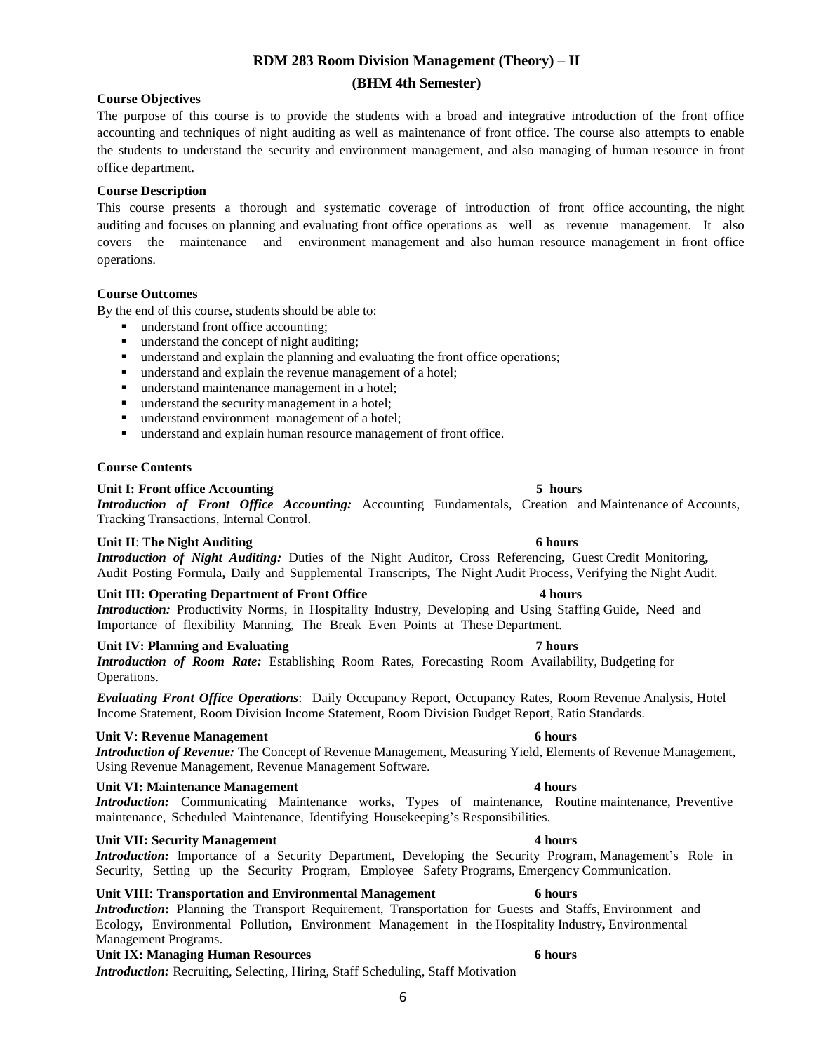# RDM 283 Room Division Management (Theory) – II

## (BHM 4th Semester)

**Course Objectives**

The purpose of this course is to provide the students with a broad and integrative introduction of the front office accounting and techniques of night auditing as well as maintenance of front office. The course also attempts to enable the students to understand the security and environment management, and also managing of human resource in front office department.

**Course Description**

This course presents a thorough and systematic coverage of introduction of front office accounting, the night auditing and focuses on planning and evaluating front office operations as well as revenue management. It also covers the maintenance and environment management and also human resource management in front office operations.

**Course Outcomes**

By the end of this course, students should be able to:

- understand front office accounting;
- understand the concept of night auditing;
- understand and explain the planning and evaluating the front office operations;
- understand and explain the revenue management of a hotel;
- understand maintenance management in a hotel;
- understand the security management in a hotel;
- understand environment management of a hotel;
- understand and explain human resource management of front office.

**Course Contents**

**Unit I: Front office Accounting** **5 hours**

***Introduction of Front Office Accounting:*** Accounting Fundamentals, Creation and Maintenance of Accounts, Tracking Transactions, Internal Control.

**Unit II**: T**he Night Auditing** **6 hours**

***Introduction of Night Auditing:*** Duties of the Night Auditor**,** Cross Referencing**,** Guest Credit Monitoring**,** Audit Posting Formula**,** Daily and Supplemental Transcripts**,** The Night Audit Process**,** Verifying the Night Audit.

**Unit III: Operating Department of Front Office** **4 hours**

***Introduction:*** Productivity Norms, in Hospitality Industry, Developing and Using Staffing Guide, Need and Importance of flexibility Manning, The Break Even Points at These Department.

**Unit IV: Planning and Evaluating** **7 hours**

***Introduction of Room Rate:*** Establishing Room Rates, Forecasting Room Availability, Budgeting for Operations.

***Evaluating Front Office Operations***: Daily Occupancy Report, Occupancy Rates, Room Revenue Analysis, Hotel Income Statement, Room Division Income Statement, Room Division Budget Report, Ratio Standards.

**Unit V: Revenue Management** **6 hours**

***Introduction of Revenue:*** The Concept of Revenue Management, Measuring Yield, Elements of Revenue Management, Using Revenue Management, Revenue Management Software.

**Unit VI: Maintenance Management** **4 hours**

***Introduction:*** Communicating Maintenance works, Types of maintenance, Routine maintenance, Preventive maintenance, Scheduled Maintenance, Identifying Housekeeping's Responsibilities.

**Unit VII: Security Management** **4 hours**

***Introduction:*** Importance of a Security Department, Developing the Security Program, Management's Role in Security, Setting up the Security Program, Employee Safety Programs, Emergency Communication.

**Unit VIII: Transportation and Environmental Management** **6 hours**

***Introduction*:** Planning the Transport Requirement, Transportation for Guests and Staffs, Environment and Ecology**,** Environmental Pollution**,** Environment Management in the Hospitality Industry**,** Environmental Management Programs.

**Unit IX: Managing Human Resources** **6 hours**

***Introduction:*** Recruiting, Selecting, Hiring, Staff Scheduling, Staff Motivation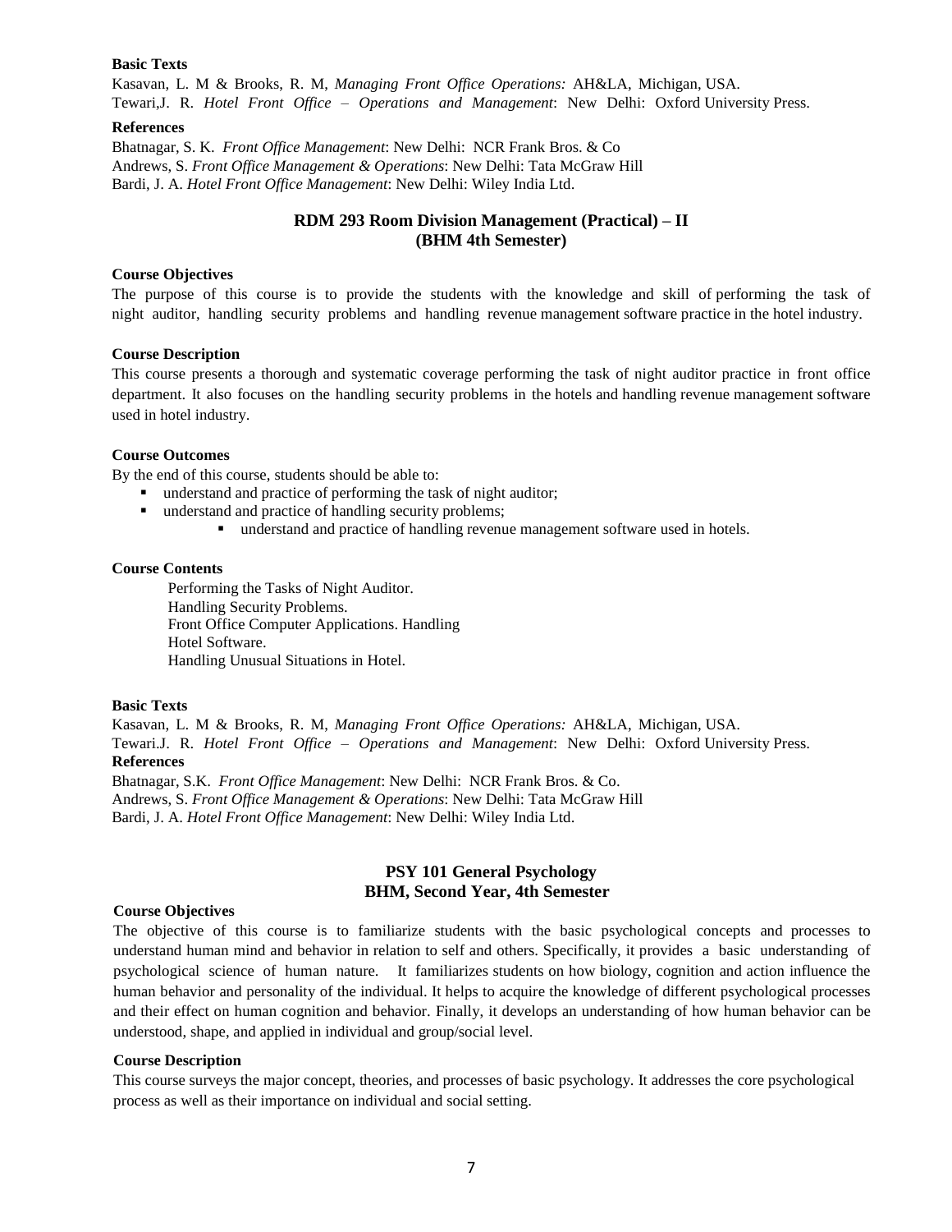**Basic Texts**

Kasavan, L. M & Brooks, R. M, *Managing Front Office Operations:* AH&LA, Michigan, USA.
Tewari,J. R. *Hotel Front Office – Operations and Management*: New Delhi: Oxford University Press.

**References**

Bhatnagar, S. K. *Front Office Management*: New Delhi: NCR Frank Bros. & Co
Andrews, S. *Front Office Management & Operations*: New Delhi: Tata McGraw Hill
Bardi, J. A. *Hotel Front Office Management*: New Delhi: Wiley India Ltd.

## RDM 293 Room Division Management (Practical) – II
## (BHM 4th Semester)

**Course Objectives**

The purpose of this course is to provide the students with the knowledge and skill of performing the task of night auditor, handling security problems and handling revenue management software practice in the hotel industry.

**Course Description**

This course presents a thorough and systematic coverage performing the task of night auditor practice in front office department. It also focuses on the handling security problems in the hotels and handling revenue management software used in hotel industry.

**Course Outcomes**

By the end of this course, students should be able to:

- understand and practice of performing the task of night auditor;
- understand and practice of handling security problems;
    - understand and practice of handling revenue management software used in hotels.

**Course Contents**

Performing the Tasks of Night Auditor.
Handling Security Problems.
Front Office Computer Applications. Handling
Hotel Software.
Handling Unusual Situations in Hotel.

**Basic Texts**

Kasavan, L. M & Brooks, R. M, *Managing Front Office Operations:* AH&LA, Michigan, USA.
Tewari.J. R. *Hotel Front Office – Operations and Management*: New Delhi: Oxford University Press.

**References**

Bhatnagar, S.K. *Front Office Management*: New Delhi: NCR Frank Bros. & Co.
Andrews, S. *Front Office Management & Operations*: New Delhi: Tata McGraw Hill
Bardi, J. A. *Hotel Front Office Management*: New Delhi: Wiley India Ltd.

## PSY 101 General Psychology
## BHM, Second Year, 4th Semester

**Course Objectives**

The objective of this course is to familiarize students with the basic psychological concepts and processes to understand human mind and behavior in relation to self and others. Specifically, it provides a basic understanding of psychological science of human nature. It familiarizes students on how biology, cognition and action influence the human behavior and personality of the individual. It helps to acquire the knowledge of different psychological processes and their effect on human cognition and behavior. Finally, it develops an understanding of how human behavior can be understood, shape, and applied in individual and group/social level.

**Course Description**

This course surveys the major concept, theories, and processes of basic psychology. It addresses the core psychological process as well as their importance on individual and social setting.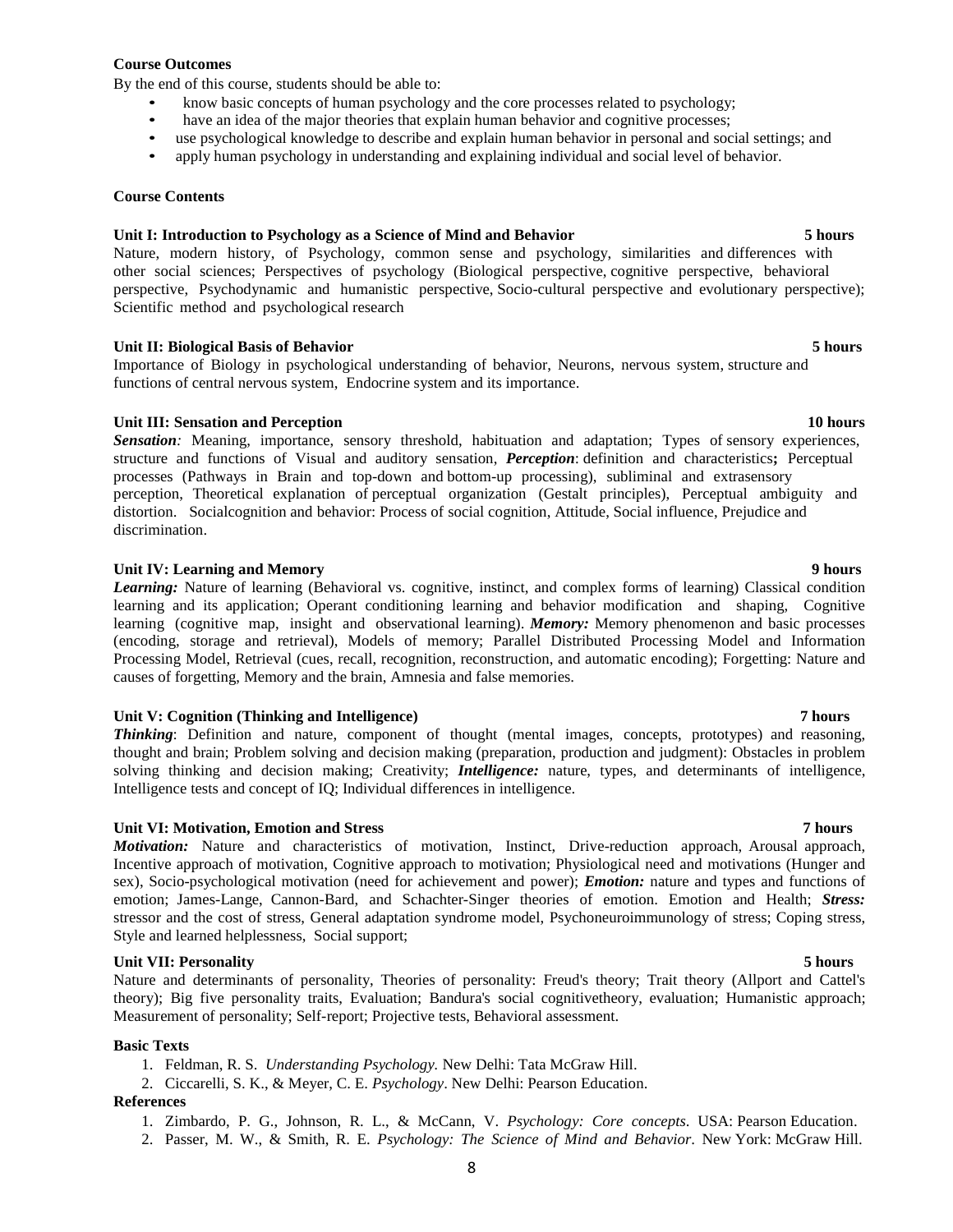**Course Outcomes**

By the end of this course, students should be able to:

- know basic concepts of human psychology and the core processes related to psychology;
- have an idea of the major theories that explain human behavior and cognitive processes;
- use psychological knowledge to describe and explain human behavior in personal and social settings; and
- apply human psychology in understanding and explaining individual and social level of behavior.

**Course Contents**

**Unit I: Introduction to Psychology as a Science of Mind and Behavior** **5 hours**

Nature, modern history, of Psychology, common sense and psychology, similarities and differences with other social sciences; Perspectives of psychology (Biological perspective, cognitive perspective, behavioral perspective, Psychodynamic and humanistic perspective, Socio-cultural perspective and evolutionary perspective); Scientific method and psychological research

**Unit II: Biological Basis of Behavior** **5 hours**

Importance of Biology in psychological understanding of behavior, Neurons, nervous system, structure and functions of central nervous system, Endocrine system and its importance.

**Unit III: Sensation and Perception** **10 hours**

***Sensation****:* Meaning, importance, sensory threshold, habituation and adaptation; Types of sensory experiences, structure and functions of Visual and auditory sensation, ***Perception***: definition and characteristics**;** Perceptual processes (Pathways in Brain and top-down and bottom-up processing), subliminal and extrasensory perception, Theoretical explanation of perceptual organization (Gestalt principles), Perceptual ambiguity and distortion. Socialcognition and behavior: Process of social cognition, Attitude, Social influence, Prejudice and discrimination.

**Unit IV: Learning and Memory** **9 hours**

***Learning:*** Nature of learning (Behavioral vs. cognitive, instinct, and complex forms of learning) Classical condition learning and its application; Operant conditioning learning and behavior modification and shaping, Cognitive learning (cognitive map, insight and observational learning). ***Memory:*** Memory phenomenon and basic processes (encoding, storage and retrieval), Models of memory; Parallel Distributed Processing Model and Information Processing Model, Retrieval (cues, recall, recognition, reconstruction, and automatic encoding); Forgetting: Nature and causes of forgetting, Memory and the brain, Amnesia and false memories.

**Unit V: Cognition (Thinking and Intelligence)** **7 hours**

***Thinking***: Definition and nature, component of thought (mental images, concepts, prototypes) and reasoning, thought and brain; Problem solving and decision making (preparation, production and judgment): Obstacles in problem solving thinking and decision making; Creativity; ***Intelligence:*** nature, types, and determinants of intelligence, Intelligence tests and concept of IQ; Individual differences in intelligence.

**Unit VI: Motivation, Emotion and Stress** **7 hours**

***Motivation:*** Nature and characteristics of motivation, Instinct, Drive-reduction approach, Arousal approach, Incentive approach of motivation, Cognitive approach to motivation; Physiological need and motivations (Hunger and sex), Socio-psychological motivation (need for achievement and power); ***Emotion:*** nature and types and functions of emotion; James-Lange, Cannon-Bard, and Schachter-Singer theories of emotion. Emotion and Health; ***Stress:*** stressor and the cost of stress, General adaptation syndrome model, Psychoneuroimmunology of stress; Coping stress, Style and learned helplessness, Social support;

**Unit VII: Personality** **5 hours**

Nature and determinants of personality, Theories of personality: Freud's theory; Trait theory (Allport and Cattel's theory); Big five personality traits, Evaluation; Bandura's social cognitivetheory, evaluation; Humanistic approach; Measurement of personality; Self-report; Projective tests, Behavioral assessment.

**Basic Texts**

1. Feldman, R. S. *Understanding Psychology.* New Delhi: Tata McGraw Hill.
2. Ciccarelli, S. K., & Meyer, C. E. *Psychology*. New Delhi: Pearson Education.

**References**

1. Zimbardo, P. G., Johnson, R. L., & McCann, V. *Psychology: Core concepts.* USA: Pearson Education.
2. Passer, M. W., & Smith, R. E. *Psychology: The Science of Mind and Behavior*. New York: McGraw Hill.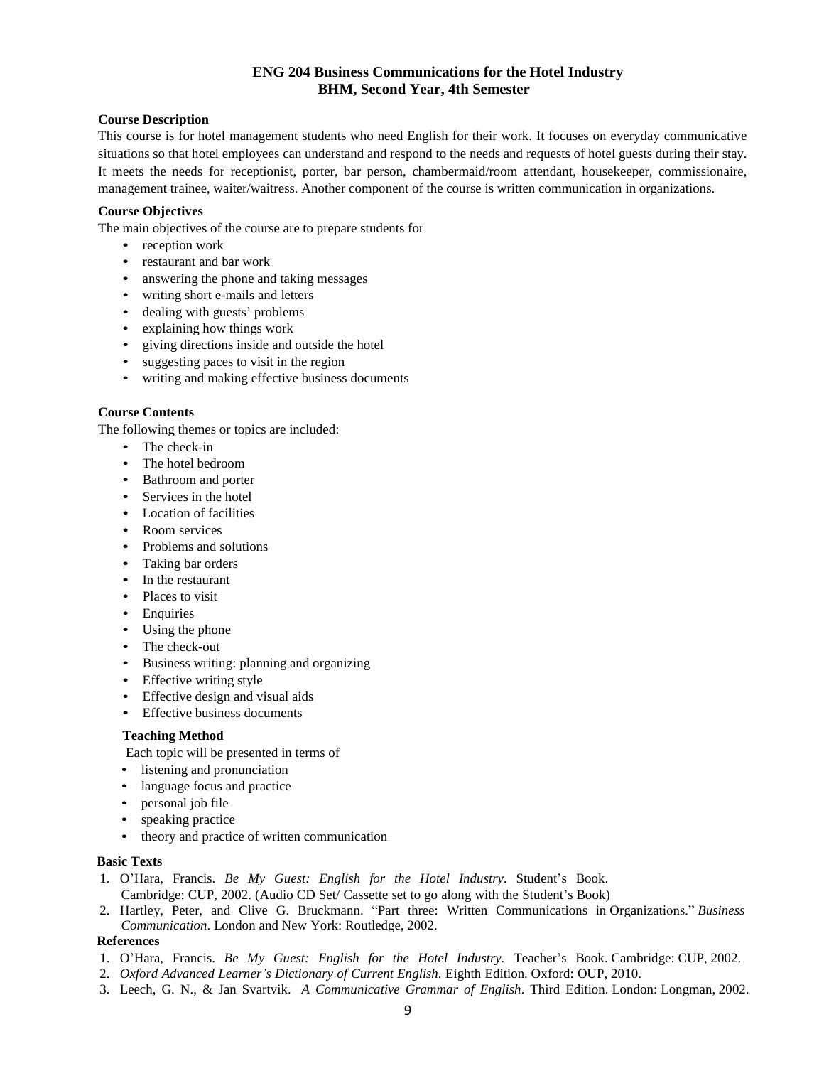# ENG 204 Business Communications for the Hotel Industry
## BHM, Second Year, 4th Semester

**Course Description**

This course is for hotel management students who need English for their work. It focuses on everyday communicative situations so that hotel employees can understand and respond to the needs and requests of hotel guests during their stay. It meets the needs for receptionist, porter, bar person, chambermaid/room attendant, housekeeper, commissionaire, management trainee, waiter/waitress. Another component of the course is written communication in organizations.

**Course Objectives**

The main objectives of the course are to prepare students for

- reception work
- restaurant and bar work
- answering the phone and taking messages
- writing short e-mails and letters
- dealing with guests' problems
- explaining how things work
- giving directions inside and outside the hotel
- suggesting paces to visit in the region
- writing and making effective business documents

**Course Contents**

The following themes or topics are included:

- The check-in
- The hotel bedroom
- Bathroom and porter
- Services in the hotel
- Location of facilities
- Room services
- Problems and solutions
- Taking bar orders
- In the restaurant
- Places to visit
- Enquiries
- Using the phone
- The check-out
- Business writing: planning and organizing
- Effective writing style
- Effective design and visual aids
- Effective business documents

**Teaching Method**

Each topic will be presented in terms of

- listening and pronunciation
- language focus and practice
- personal job file
- speaking practice
- theory and practice of written communication

**Basic Texts**

1. O'Hara, Francis. *Be My Guest: English for the Hotel Industry*. Student's Book. Cambridge: CUP, 2002. (Audio CD Set/ Cassette set to go along with the Student's Book)
2. Hartley, Peter, and Clive G. Bruckmann. "Part three: Written Communications in Organizations." *Business Communication*. London and New York: Routledge, 2002.

**References**

1. O'Hara, Francis. *Be My Guest: English for the Hotel Industry*. Teacher's Book. Cambridge: CUP, 2002.
2. *Oxford Advanced Learner's Dictionary of Current English*. Eighth Edition. Oxford: OUP, 2010.
3. Leech, G. N., & Jan Svartvik. *A Communicative Grammar of English*. Third Edition. London: Longman, 2002.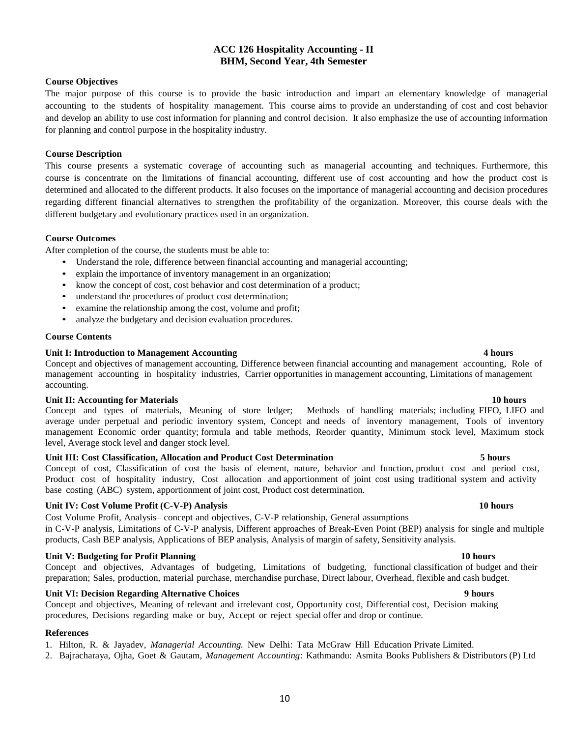# ACC 126 Hospitality Accounting - II
## BHM, Second Year, 4th Semester

### Course Objectives

The major purpose of this course is to provide the basic introduction and impart an elementary knowledge of managerial accounting to the students of hospitality management. This course aims to provide an understanding of cost and cost behavior and develop an ability to use cost information for planning and control decision. It also emphasize the use of accounting information for planning and control purpose in the hospitality industry.

### Course Description

This course presents a systematic coverage of accounting such as managerial accounting and techniques. Furthermore, this course is concentrate on the limitations of financial accounting, different use of cost accounting and how the product cost is determined and allocated to the different products. It also focuses on the importance of managerial accounting and decision procedures regarding different financial alternatives to strengthen the profitability of the organization. Moreover, this course deals with the different budgetary and evolutionary practices used in an organization.

### Course Outcomes

After completion of the course, the students must be able to:

- Understand the role, difference between financial accounting and managerial accounting;
- explain the importance of inventory management in an organization;
- know the concept of cost, cost behavior and cost determination of a product;
- understand the procedures of product cost determination;
- examine the relationship among the cost, volume and profit;
- analyze the budgetary and decision evaluation procedures.

### Course Contents

**Unit I: Introduction to Management Accounting — 4 hours**

Concept and objectives of management accounting, Difference between financial accounting and management accounting, Role of management accounting in hospitality industries, Carrier opportunities in management accounting, Limitations of management accounting.

**Unit II: Accounting for Materials — 10 hours**

Concept and types of materials, Meaning of store ledger; Methods of handling materials; including FIFO, LIFO and average under perpetual and periodic inventory system, Concept and needs of inventory management, Tools of inventory management Economic order quantity; formula and table methods, Reorder quantity, Minimum stock level, Maximum stock level, Average stock level and danger stock level.

**Unit III: Cost Classification, Allocation and Product Cost Determination — 5 hours**

Concept of cost, Classification of cost the basis of element, nature, behavior and function, product cost and period cost, Product cost of hospitality industry, Cost allocation and apportionment of joint cost using traditional system and activity base costing (ABC) system, apportionment of joint cost, Product cost determination.

**Unit IV: Cost Volume Profit (C-V-P) Analysis — 10 hours**

Cost Volume Profit, Analysis– concept and objectives, C-V-P relationship, General assumptions in C-V-P analysis, Limitations of C-V-P analysis, Different approaches of Break-Even Point (BEP) analysis for single and multiple products, Cash BEP analysis, Applications of BEP analysis, Analysis of margin of safety, Sensitivity analysis.

**Unit V: Budgeting for Profit Planning — 10 hours**

Concept and objectives, Advantages of budgeting, Limitations of budgeting, functional classification of budget and their preparation; Sales, production, material purchase, merchandise purchase, Direct labour, Overhead, flexible and cash budget.

**Unit VI: Decision Regarding Alternative Choices — 9 hours**

Concept and objectives, Meaning of relevant and irrelevant cost, Opportunity cost, Differential cost, Decision making procedures, Decisions regarding make or buy, Accept or reject special offer and drop or continue.

### References

1. Hilton, R. & Jayadev, *Managerial Accounting.* New Delhi: Tata McGraw Hill Education Private Limited.
2. Bajracharaya, Ojha, Goet & Gautam, *Management Accounting*: Kathmandu: Asmita Books Publishers & Distributors (P) Ltd